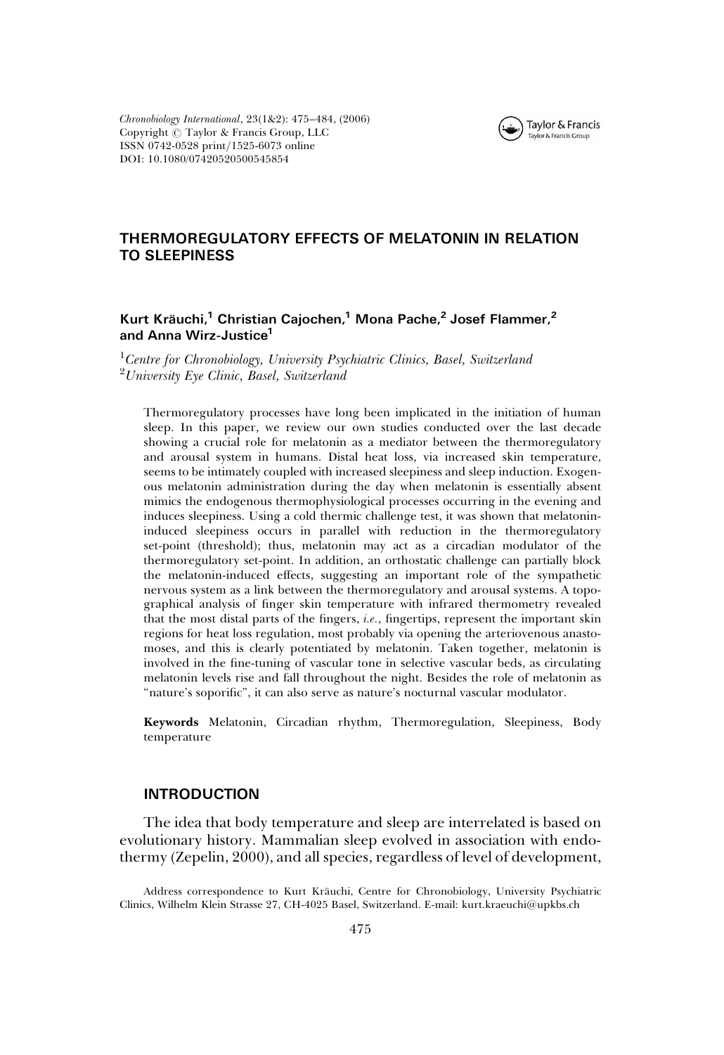Chronobiology International, 23(1&2): 475–484, (2006)
Copyright © Taylor & Francis Group, LLC
ISSN 0742-0528 print/1525-6073 online
DOI: 10.1080/07420520500545854

# THERMOREGULATORY EFFECTS OF MELATONIN IN RELATION TO SLEEPINESS

**Kurt Kräuchi,[1] Christian Cajochen,[1] Mona Pache,[2] Josef Flammer,[2] and Anna Wirz-Justice[1]**

[1]*Centre for Chronobiology, University Psychiatric Clinics, Basel, Switzerland*
[2]*University Eye Clinic, Basel, Switzerland*

Thermoregulatory processes have long been implicated in the initiation of human sleep. In this paper, we review our own studies conducted over the last decade showing a crucial role for melatonin as a mediator between the thermoregulatory and arousal system in humans. Distal heat loss, via increased skin temperature, seems to be intimately coupled with increased sleepiness and sleep induction. Exogenous melatonin administration during the day when melatonin is essentially absent mimics the endogenous thermophysiological processes occurring in the evening and induces sleepiness. Using a cold thermic challenge test, it was shown that melatonin-induced sleepiness occurs in parallel with reduction in the thermoregulatory set-point (threshold); thus, melatonin may act as a circadian modulator of the thermoregulatory set-point. In addition, an orthostatic challenge can partially block the melatonin-induced effects, suggesting an important role of the sympathetic nervous system as a link between the thermoregulatory and arousal systems. A topographical analysis of finger skin temperature with infrared thermometry revealed that the most distal parts of the fingers, *i.e.*, fingertips, represent the important skin regions for heat loss regulation, most probably via opening the arteriovenous anastomoses, and this is clearly potentiated by melatonin. Taken together, melatonin is involved in the fine-tuning of vascular tone in selective vascular beds, as circulating melatonin levels rise and fall throughout the night. Besides the role of melatonin as "nature's soporific", it can also serve as nature's nocturnal vascular modulator.

**Keywords** Melatonin, Circadian rhythm, Thermoregulation, Sleepiness, Body temperature

## INTRODUCTION

The idea that body temperature and sleep are interrelated is based on evolutionary history. Mammalian sleep evolved in association with endothermy (Zepelin, 2000), and all species, regardless of level of development,

Address correspondence to Kurt Kräuchi, Centre for Chronobiology, University Psychiatric Clinics, Wilhelm Klein Strasse 27, CH-4025 Basel, Switzerland. E-mail: kurt.kraeuchi@upkbs.ch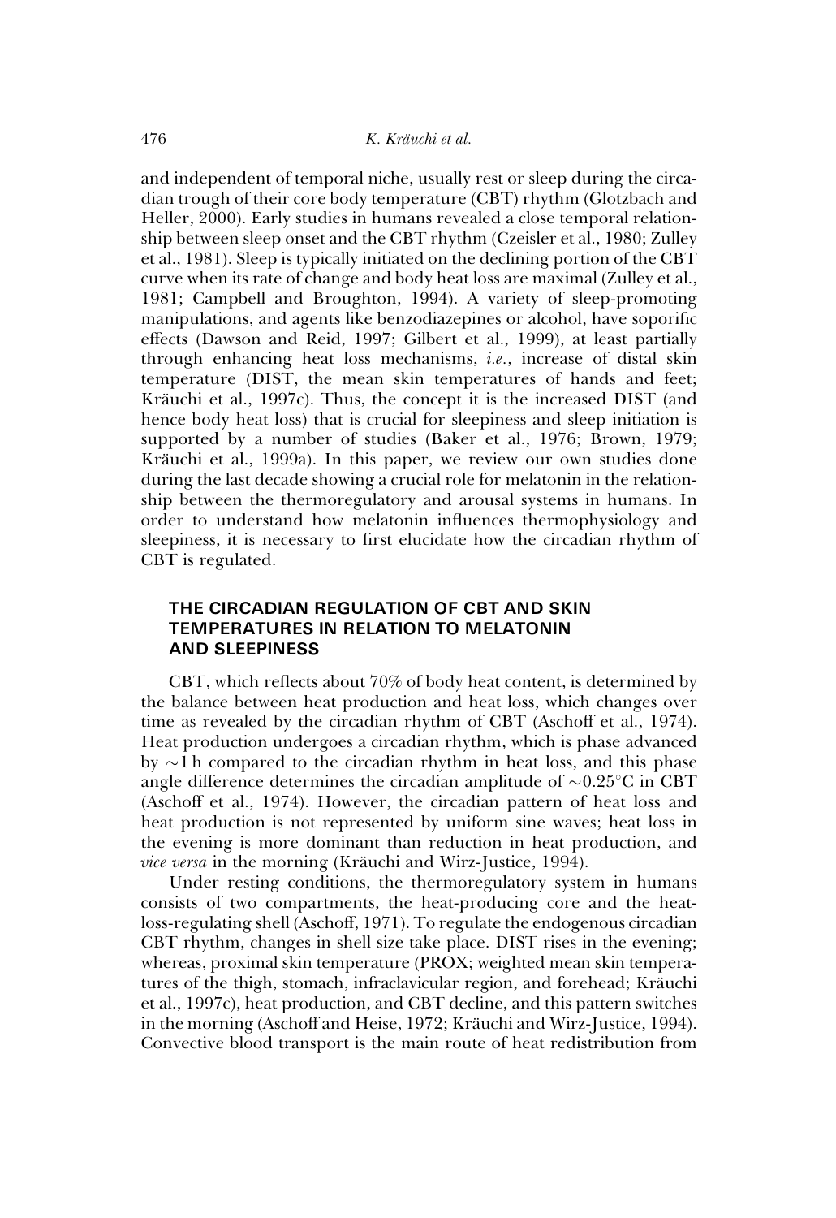and independent of temporal niche, usually rest or sleep during the circadian trough of their core body temperature (CBT) rhythm (Glotzbach and Heller, 2000). Early studies in humans revealed a close temporal relationship between sleep onset and the CBT rhythm (Czeisler et al., 1980; Zulley et al., 1981). Sleep is typically initiated on the declining portion of the CBT curve when its rate of change and body heat loss are maximal (Zulley et al., 1981; Campbell and Broughton, 1994). A variety of sleep-promoting manipulations, and agents like benzodiazepines or alcohol, have soporific effects (Dawson and Reid, 1997; Gilbert et al., 1999), at least partially through enhancing heat loss mechanisms, *i.e.*, increase of distal skin temperature (DIST, the mean skin temperatures of hands and feet; Kräuchi et al., 1997c). Thus, the concept it is the increased DIST (and hence body heat loss) that is crucial for sleepiness and sleep initiation is supported by a number of studies (Baker et al., 1976; Brown, 1979; Kräuchi et al., 1999a). In this paper, we review our own studies done during the last decade showing a crucial role for melatonin in the relationship between the thermoregulatory and arousal systems in humans. In order to understand how melatonin influences thermophysiology and sleepiness, it is necessary to first elucidate how the circadian rhythm of CBT is regulated.

## THE CIRCADIAN REGULATION OF CBT AND SKIN TEMPERATURES IN RELATION TO MELATONIN AND SLEEPINESS

CBT, which reflects about 70% of body heat content, is determined by the balance between heat production and heat loss, which changes over time as revealed by the circadian rhythm of CBT (Aschoff et al., 1974). Heat production undergoes a circadian rhythm, which is phase advanced by $\sim$1 h compared to the circadian rhythm in heat loss, and this phase angle difference determines the circadian amplitude of $\sim$0.25°C in CBT (Aschoff et al., 1974). However, the circadian pattern of heat loss and heat production is not represented by uniform sine waves; heat loss in the evening is more dominant than reduction in heat production, and *vice versa* in the morning (Kräuchi and Wirz-Justice, 1994).

Under resting conditions, the thermoregulatory system in humans consists of two compartments, the heat-producing core and the heat-loss-regulating shell (Aschoff, 1971). To regulate the endogenous circadian CBT rhythm, changes in shell size take place. DIST rises in the evening; whereas, proximal skin temperature (PROX; weighted mean skin temperatures of the thigh, stomach, infraclavicular region, and forehead; Kräuchi et al., 1997c), heat production, and CBT decline, and this pattern switches in the morning (Aschoff and Heise, 1972; Kräuchi and Wirz-Justice, 1994). Convective blood transport is the main route of heat redistribution from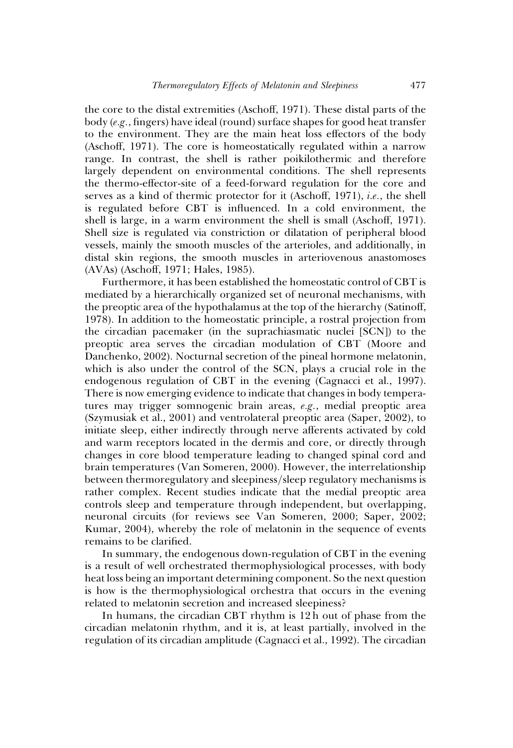the core to the distal extremities (Aschoff, 1971). These distal parts of the body (*e.g.*, fingers) have ideal (round) surface shapes for good heat transfer to the environment. They are the main heat loss effectors of the body (Aschoff, 1971). The core is homeostatically regulated within a narrow range. In contrast, the shell is rather poikilothermic and therefore largely dependent on environmental conditions. The shell represents the thermo-effector-site of a feed-forward regulation for the core and serves as a kind of thermic protector for it (Aschoff, 1971), *i.e.*, the shell is regulated before CBT is influenced. In a cold environment, the shell is large, in a warm environment the shell is small (Aschoff, 1971). Shell size is regulated via constriction or dilatation of peripheral blood vessels, mainly the smooth muscles of the arterioles, and additionally, in distal skin regions, the smooth muscles in arteriovenous anastomoses (AVAs) (Aschoff, 1971; Hales, 1985).

Furthermore, it has been established the homeostatic control of CBT is mediated by a hierarchically organized set of neuronal mechanisms, with the preoptic area of the hypothalamus at the top of the hierarchy (Satinoff, 1978). In addition to the homeostatic principle, a rostral projection from the circadian pacemaker (in the suprachiasmatic nuclei [SCN]) to the preoptic area serves the circadian modulation of CBT (Moore and Danchenko, 2002). Nocturnal secretion of the pineal hormone melatonin, which is also under the control of the SCN, plays a crucial role in the endogenous regulation of CBT in the evening (Cagnacci et al., 1997). There is now emerging evidence to indicate that changes in body temperatures may trigger somnogenic brain areas, *e.g.*, medial preoptic area (Szymusiak et al., 2001) and ventrolateral preoptic area (Saper, 2002), to initiate sleep, either indirectly through nerve afferents activated by cold and warm receptors located in the dermis and core, or directly through changes in core blood temperature leading to changed spinal cord and brain temperatures (Van Someren, 2000). However, the interrelationship between thermoregulatory and sleepiness/sleep regulatory mechanisms is rather complex. Recent studies indicate that the medial preoptic area controls sleep and temperature through independent, but overlapping, neuronal circuits (for reviews see Van Someren, 2000; Saper, 2002; Kumar, 2004), whereby the role of melatonin in the sequence of events remains to be clarified.

In summary, the endogenous down-regulation of CBT in the evening is a result of well orchestrated thermophysiological processes, with body heat loss being an important determining component. So the next question is how is the thermophysiological orchestra that occurs in the evening related to melatonin secretion and increased sleepiness?

In humans, the circadian CBT rhythm is 12 h out of phase from the circadian melatonin rhythm, and it is, at least partially, involved in the regulation of its circadian amplitude (Cagnacci et al., 1992). The circadian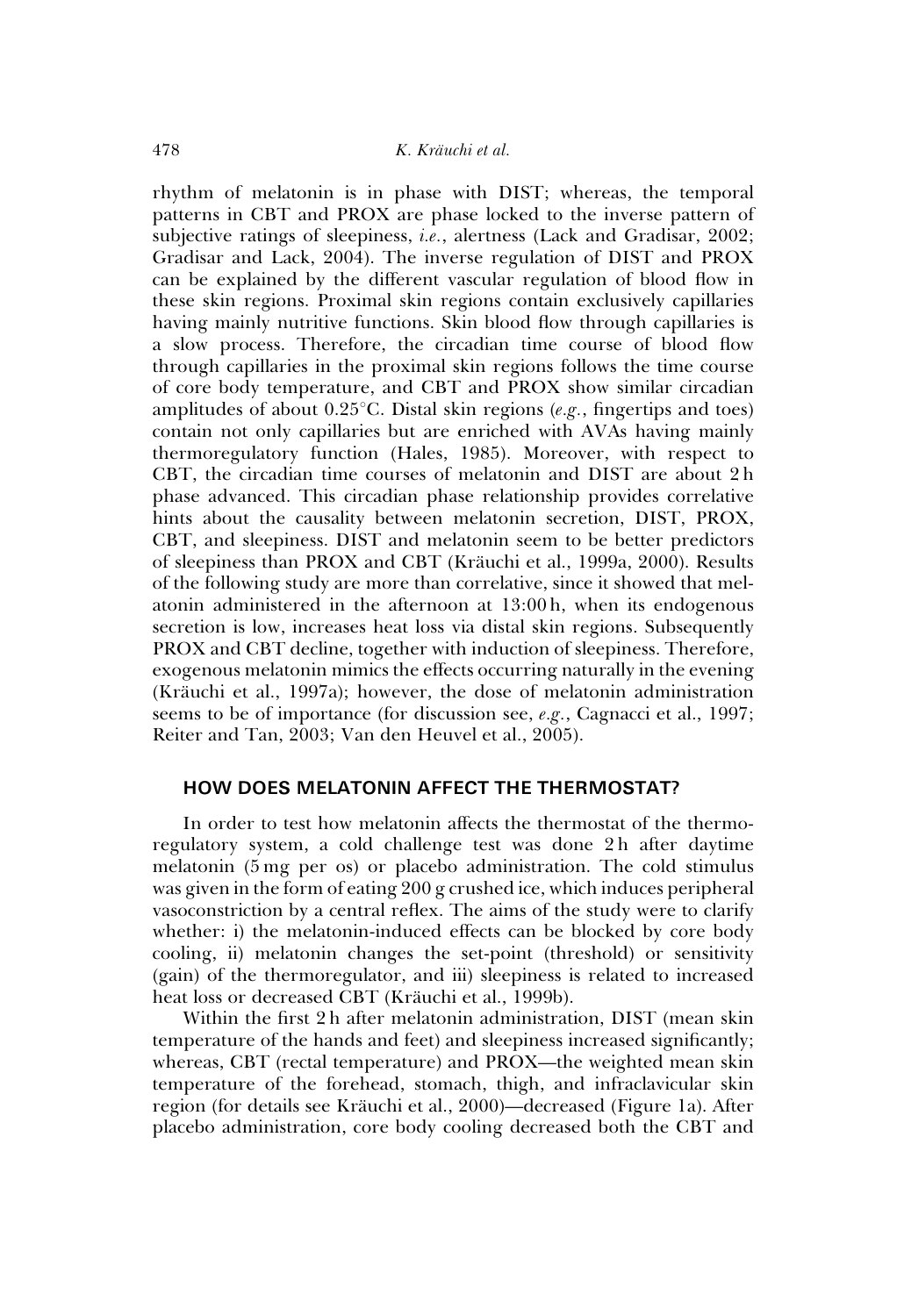rhythm of melatonin is in phase with DIST; whereas, the temporal patterns in CBT and PROX are phase locked to the inverse pattern of subjective ratings of sleepiness, *i.e.*, alertness (Lack and Gradisar, 2002; Gradisar and Lack, 2004). The inverse regulation of DIST and PROX can be explained by the different vascular regulation of blood flow in these skin regions. Proximal skin regions contain exclusively capillaries having mainly nutritive functions. Skin blood flow through capillaries is a slow process. Therefore, the circadian time course of blood flow through capillaries in the proximal skin regions follows the time course of core body temperature, and CBT and PROX show similar circadian amplitudes of about 0.25°C. Distal skin regions (*e.g.*, fingertips and toes) contain not only capillaries but are enriched with AVAs having mainly thermoregulatory function (Hales, 1985). Moreover, with respect to CBT, the circadian time courses of melatonin and DIST are about 2 h phase advanced. This circadian phase relationship provides correlative hints about the causality between melatonin secretion, DIST, PROX, CBT, and sleepiness. DIST and melatonin seem to be better predictors of sleepiness than PROX and CBT (Kräuchi et al., 1999a, 2000). Results of the following study are more than correlative, since it showed that melatonin administered in the afternoon at 13:00 h, when its endogenous secretion is low, increases heat loss via distal skin regions. Subsequently PROX and CBT decline, together with induction of sleepiness. Therefore, exogenous melatonin mimics the effects occurring naturally in the evening (Kräuchi et al., 1997a); however, the dose of melatonin administration seems to be of importance (for discussion see, *e.g.*, Cagnacci et al., 1997; Reiter and Tan, 2003; Van den Heuvel et al., 2005).

## HOW DOES MELATONIN AFFECT THE THERMOSTAT?

In order to test how melatonin affects the thermostat of the thermoregulatory system, a cold challenge test was done 2 h after daytime melatonin (5 mg per os) or placebo administration. The cold stimulus was given in the form of eating 200 g crushed ice, which induces peripheral vasoconstriction by a central reflex. The aims of the study were to clarify whether: i) the melatonin-induced effects can be blocked by core body cooling, ii) melatonin changes the set-point (threshold) or sensitivity (gain) of the thermoregulator, and iii) sleepiness is related to increased heat loss or decreased CBT (Kräuchi et al., 1999b).

Within the first 2 h after melatonin administration, DIST (mean skin temperature of the hands and feet) and sleepiness increased significantly; whereas, CBT (rectal temperature) and PROX—the weighted mean skin temperature of the forehead, stomach, thigh, and infraclavicular skin region (for details see Kräuchi et al., 2000)—decreased (Figure 1a). After placebo administration, core body cooling decreased both the CBT and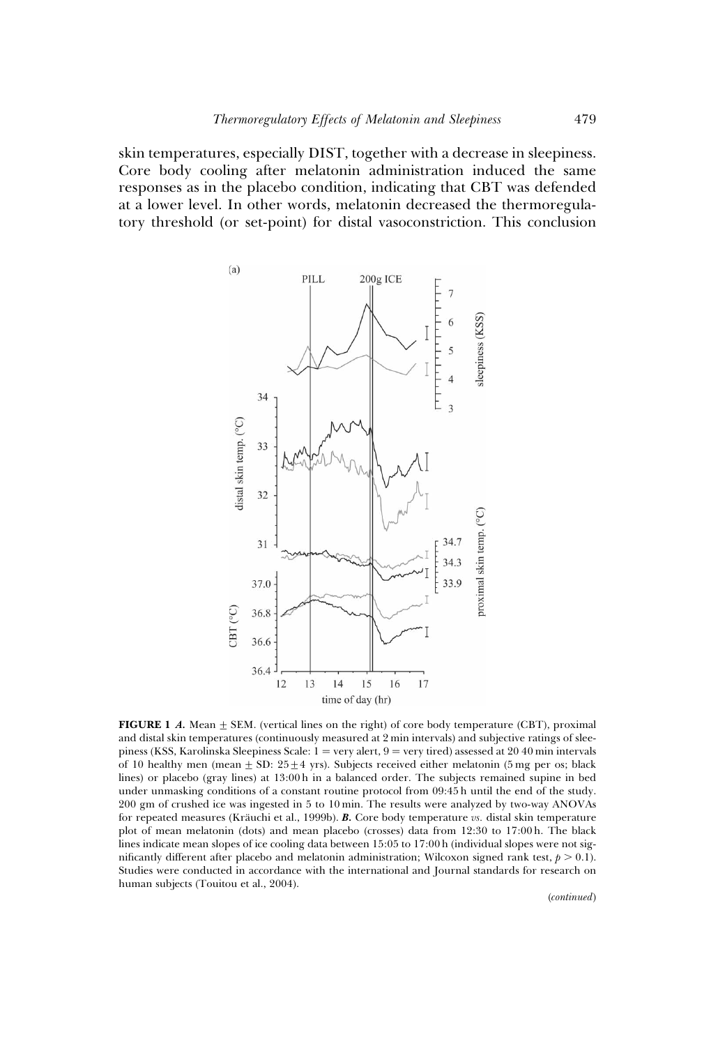skin temperatures, especially DIST, together with a decrease in sleepiness. Core body cooling after melatonin administration induced the same responses as in the placebo condition, indicating that CBT was defended at a lower level. In other words, melatonin decreased the thermoregulatory threshold (or set-point) for distal vasoconstriction. This conclusion

**FIGURE 1** ***A.*** Mean ± SEM. (vertical lines on the right) of core body temperature (CBT), proximal and distal skin temperatures (continuously measured at 2 min intervals) and subjective ratings of sleepiness (KSS, Karolinska Sleepiness Scale: 1 = very alert, 9 = very tired) assessed at 20 40 min intervals of 10 healthy men (mean ± SD: 25 ± 4 yrs). Subjects received either melatonin (5 mg per os; black lines) or placebo (gray lines) at 13:00 h in a balanced order. The subjects remained supine in bed under unmasking conditions of a constant routine protocol from 09:45 h until the end of the study. 200 gm of crushed ice was ingested in 5 to 10 min. The results were analyzed by two-way ANOVAs for repeated measures (Kräuchi et al., 1999b). ***B.*** Core body temperature *vs.* distal skin temperature plot of mean melatonin (dots) and mean placebo (crosses) data from 12:30 to 17:00 h. The black lines indicate mean slopes of ice cooling data between 15:05 to 17:00 h (individual slopes were not significantly different after placebo and melatonin administration; Wilcoxon signed rank test, $p > 0.1$). Studies were conducted in accordance with the international and Journal standards for research on human subjects (Touitou et al., 2004).

(*continued*)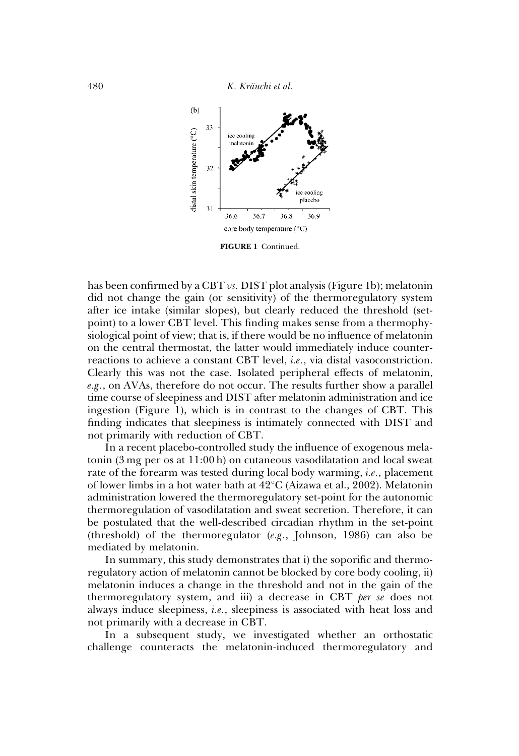FIGURE 1 Continued.

has been confirmed by a CBT *vs.* DIST plot analysis (Figure 1b); melatonin did not change the gain (or sensitivity) of the thermoregulatory system after ice intake (similar slopes), but clearly reduced the threshold (set-point) to a lower CBT level. This finding makes sense from a thermophysiological point of view; that is, if there would be no influence of melatonin on the central thermostat, the latter would immediately induce counter-reactions to achieve a constant CBT level, *i.e.*, via distal vasoconstriction. Clearly this was not the case. Isolated peripheral effects of melatonin, *e.g.*, on AVAs, therefore do not occur. The results further show a parallel time course of sleepiness and DIST after melatonin administration and ice ingestion (Figure 1), which is in contrast to the changes of CBT. This finding indicates that sleepiness is intimately connected with DIST and not primarily with reduction of CBT.

In a recent placebo-controlled study the influence of exogenous melatonin (3 mg per os at 11:00 h) on cutaneous vasodilatation and local sweat rate of the forearm was tested during local body warming, *i.e.*, placement of lower limbs in a hot water bath at 42°C (Aizawa et al., 2002). Melatonin administration lowered the thermoregulatory set-point for the autonomic thermoregulation of vasodilatation and sweat secretion. Therefore, it can be postulated that the well-described circadian rhythm in the set-point (threshold) of the thermoregulator (*e.g.*, Johnson, 1986) can also be mediated by melatonin.

In summary, this study demonstrates that i) the soporific and thermoregulatory action of melatonin cannot be blocked by core body cooling, ii) melatonin induces a change in the threshold and not in the gain of the thermoregulatory system, and iii) a decrease in CBT *per se* does not always induce sleepiness, *i.e.*, sleepiness is associated with heat loss and not primarily with a decrease in CBT.

In a subsequent study, we investigated whether an orthostatic challenge counteracts the melatonin-induced thermoregulatory and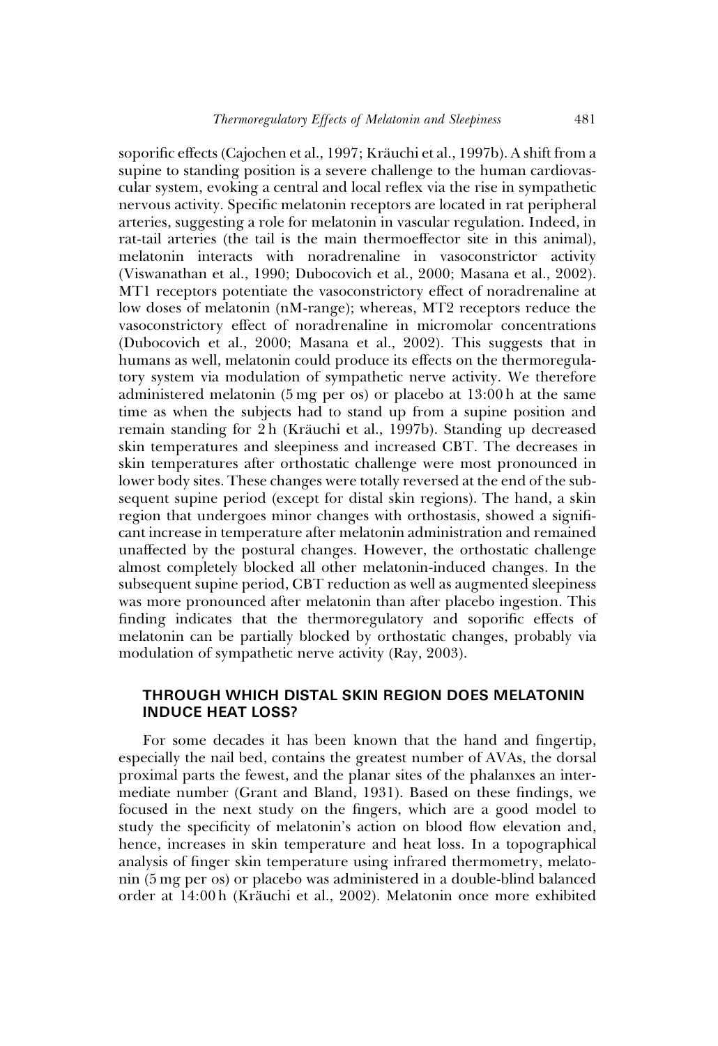soporific effects (Cajochen et al., 1997; Kräuchi et al., 1997b). A shift from a supine to standing position is a severe challenge to the human cardiovascular system, evoking a central and local reflex via the rise in sympathetic nervous activity. Specific melatonin receptors are located in rat peripheral arteries, suggesting a role for melatonin in vascular regulation. Indeed, in rat-tail arteries (the tail is the main thermoeffector site in this animal), melatonin interacts with noradrenaline in vasoconstrictor activity (Viswanathan et al., 1990; Dubocovich et al., 2000; Masana et al., 2002). MT1 receptors potentiate the vasoconstrictory effect of noradrenaline at low doses of melatonin (nM-range); whereas, MT2 receptors reduce the vasoconstrictory effect of noradrenaline in micromolar concentrations (Dubocovich et al., 2000; Masana et al., 2002). This suggests that in humans as well, melatonin could produce its effects on the thermoregulatory system via modulation of sympathetic nerve activity. We therefore administered melatonin (5 mg per os) or placebo at 13:00 h at the same time as when the subjects had to stand up from a supine position and remain standing for 2 h (Kräuchi et al., 1997b). Standing up decreased skin temperatures and sleepiness and increased CBT. The decreases in skin temperatures after orthostatic challenge were most pronounced in lower body sites. These changes were totally reversed at the end of the subsequent supine period (except for distal skin regions). The hand, a skin region that undergoes minor changes with orthostasis, showed a significant increase in temperature after melatonin administration and remained unaffected by the postural changes. However, the orthostatic challenge almost completely blocked all other melatonin-induced changes. In the subsequent supine period, CBT reduction as well as augmented sleepiness was more pronounced after melatonin than after placebo ingestion. This finding indicates that the thermoregulatory and soporific effects of melatonin can be partially blocked by orthostatic changes, probably via modulation of sympathetic nerve activity (Ray, 2003).

## THROUGH WHICH DISTAL SKIN REGION DOES MELATONIN INDUCE HEAT LOSS?

For some decades it has been known that the hand and fingertip, especially the nail bed, contains the greatest number of AVAs, the dorsal proximal parts the fewest, and the planar sites of the phalanxes an intermediate number (Grant and Bland, 1931). Based on these findings, we focused in the next study on the fingers, which are a good model to study the specificity of melatonin's action on blood flow elevation and, hence, increases in skin temperature and heat loss. In a topographical analysis of finger skin temperature using infrared thermometry, melatonin (5 mg per os) or placebo was administered in a double-blind balanced order at 14:00 h (Kräuchi et al., 2002). Melatonin once more exhibited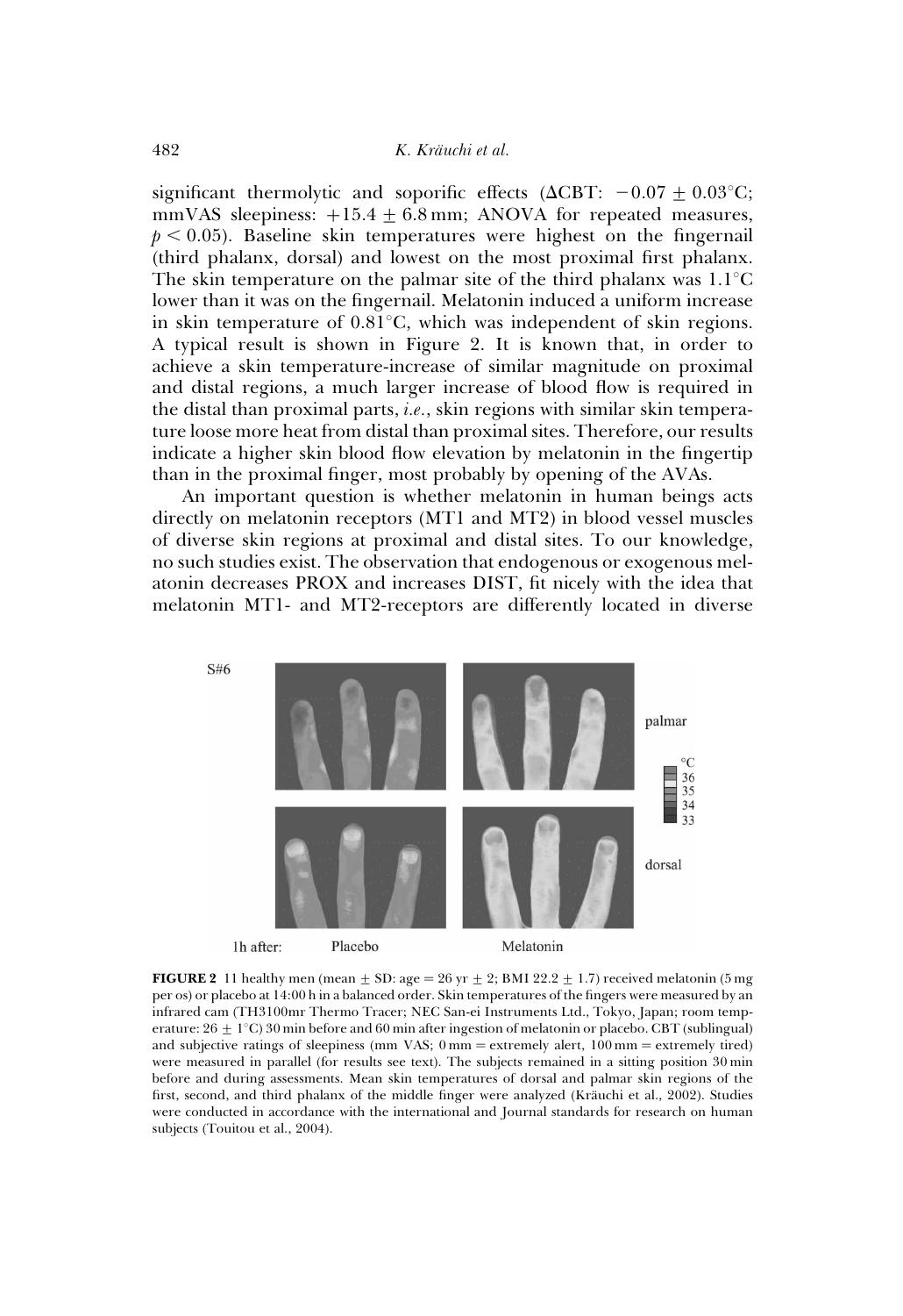significant thermolytic and soporific effects (ΔCBT: $-0.07 \pm 0.03$°C; mmVAS sleepiness: $+15.4 \pm 6.8$ mm; ANOVA for repeated measures, $p < 0.05$). Baseline skin temperatures were highest on the fingernail (third phalanx, dorsal) and lowest on the most proximal first phalanx. The skin temperature on the palmar site of the third phalanx was 1.1°C lower than it was on the fingernail. Melatonin induced a uniform increase in skin temperature of 0.81°C, which was independent of skin regions. A typical result is shown in Figure 2. It is known that, in order to achieve a skin temperature-increase of similar magnitude on proximal and distal regions, a much larger increase of blood flow is required in the distal than proximal parts, *i.e.*, skin regions with similar skin temperature loose more heat from distal than proximal sites. Therefore, our results indicate a higher skin blood flow elevation by melatonin in the fingertip than in the proximal finger, most probably by opening of the AVAs.

An important question is whether melatonin in human beings acts directly on melatonin receptors (MT1 and MT2) in blood vessel muscles of diverse skin regions at proximal and distal sites. To our knowledge, no such studies exist. The observation that endogenous or exogenous melatonin decreases PROX and increases DIST, fit nicely with the idea that melatonin MT1- and MT2-receptors are differently located in diverse

**FIGURE 2** 11 healthy men (mean ± SD: age = 26 yr ± 2; BMI 22.2 ± 1.7) received melatonin (5 mg per os) or placebo at 14:00 h in a balanced order. Skin temperatures of the fingers were measured by an infrared cam (TH3100mr Thermo Tracer; NEC San-ei Instruments Ltd., Tokyo, Japan; room temperature: 26 ± 1°C) 30 min before and 60 min after ingestion of melatonin or placebo. CBT (sublingual) and subjective ratings of sleepiness (mm VAS; 0 mm = extremely alert, 100 mm = extremely tired) were measured in parallel (for results see text). The subjects remained in a sitting position 30 min before and during assessments. Mean skin temperatures of dorsal and palmar skin regions of the first, second, and third phalanx of the middle finger were analyzed (Kräuchi et al., 2002). Studies were conducted in accordance with the international and Journal standards for research on human subjects (Touitou et al., 2004).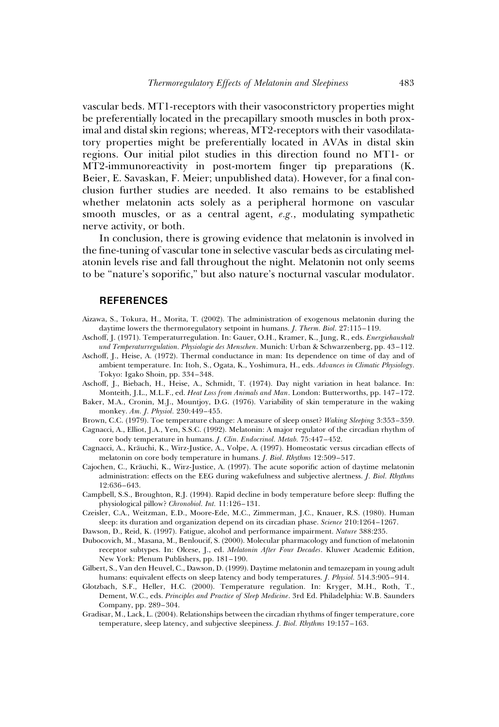vascular beds. MT1-receptors with their vasoconstrictory properties might be preferentially located in the precapillary smooth muscles in both proximal and distal skin regions; whereas, MT2-receptors with their vasodilatatory properties might be preferentially located in AVAs in distal skin regions. Our initial pilot studies in this direction found no MT1- or MT2-immunoreactivity in post-mortem finger tip preparations (K. Beier, E. Savaskan, F. Meier; unpublished data). However, for a final conclusion further studies are needed. It also remains to be established whether melatonin acts solely as a peripheral hormone on vascular smooth muscles, or as a central agent, *e.g.*, modulating sympathetic nerve activity, or both.

In conclusion, there is growing evidence that melatonin is involved in the fine-tuning of vascular tone in selective vascular beds as circulating melatonin levels rise and fall throughout the night. Melatonin not only seems to be "nature's soporific," but also nature's nocturnal vascular modulator.

## REFERENCES

Aizawa, S., Tokura, H., Morita, T. (2002). The administration of exogenous melatonin during the daytime lowers the thermoregulatory setpoint in humans. *J. Therm. Biol.* 27:115–119.

Aschoff, J. (1971). Temperaturregulation. In: Gauer, O.H., Kramer, K., Jung, R., eds. *Energiehaushalt und Temperaturregulation. Physiologie des Menschen*. Munich: Urban & Schwarzenberg, pp. 43–112.

Aschoff, J., Heise, A. (1972). Thermal conductance in man: Its dependence on time of day and of ambient temperature. In: Itoh, S., Ogata, K., Yoshimura, H., eds. *Advances in Climatic Physiology*. Tokyo: Igako Shoin, pp. 334–348.

Aschoff, J., Biebach, H., Heise, A., Schmidt, T. (1974). Day night variation in heat balance. In: Monteith, J.L., M.L.F., ed. *Heat Loss from Animals and Man*. London: Butterworths, pp. 147–172.

Baker, M.A., Cronin, M.J., Mountjoy, D.G. (1976). Variability of skin temperature in the waking monkey. *Am. J. Physiol.* 230:449–455.

Brown, C.C. (1979). Toe temperature change: A measure of sleep onset? *Waking Sleeping* 3:353–359.

Cagnacci, A., Elliot, J.A., Yen, S.S.C. (1992). Melatonin: A major regulator of the circadian rhythm of core body temperature in humans. *J. Clin. Endocrinol. Metab.* 75:447–452.

Cagnacci, A., Kräuchi, K., Wirz-Justice, A., Volpe, A. (1997). Homeostatic versus circadian effects of melatonin on core body temperature in humans. *J. Biol. Rhythms* 12:509–517.

Cajochen, C., Kräuchi, K., Wirz-Justice, A. (1997). The acute soporific action of daytime melatonin administration: effects on the EEG during wakefulness and subjective alertness. *J. Biol. Rhythms* 12:636–643.

Campbell, S.S., Broughton, R.J. (1994). Rapid decline in body temperature before sleep: fluffing the physiological pillow? *Chronobiol. Int.* 11:126–131.

Czeisler, C.A., Weitzman, E.D., Moore-Ede, M.C., Zimmerman, J.C., Knauer, R.S. (1980). Human sleep: its duration and organization depend on its circadian phase. *Science* 210:1264–1267.

Dawson, D., Reid, K. (1997). Fatigue, alcohol and performance impairment. *Nature* 388:235.

Dubocovich, M., Masana, M., Benloucif, S. (2000). Molecular pharmacology and function of melatonin receptor subtypes. In: Olcese, J., ed. *Melatonin After Four Decades*. Kluwer Academic Edition, New York: Plenum Publishers, pp. 181–190.

Gilbert, S., Van den Heuvel, C., Dawson, D. (1999). Daytime melatonin and temazepam in young adult humans: equivalent effects on sleep latency and body temperatures. *J. Physiol.* 514.3:905–914.

Glotzbach, S.F., Heller, H.C. (2000). Temperature regulation. In: Kryger, M.H., Roth, T., Dement, W.C., eds. *Principles and Practice of Sleep Medicine*. 3rd Ed. Philadelphia: W.B. Saunders Company, pp. 289–304.

Gradisar, M., Lack, L. (2004). Relationships between the circadian rhythms of finger temperature, core temperature, sleep latency, and subjective sleepiness. *J. Biol. Rhythms* 19:157–163.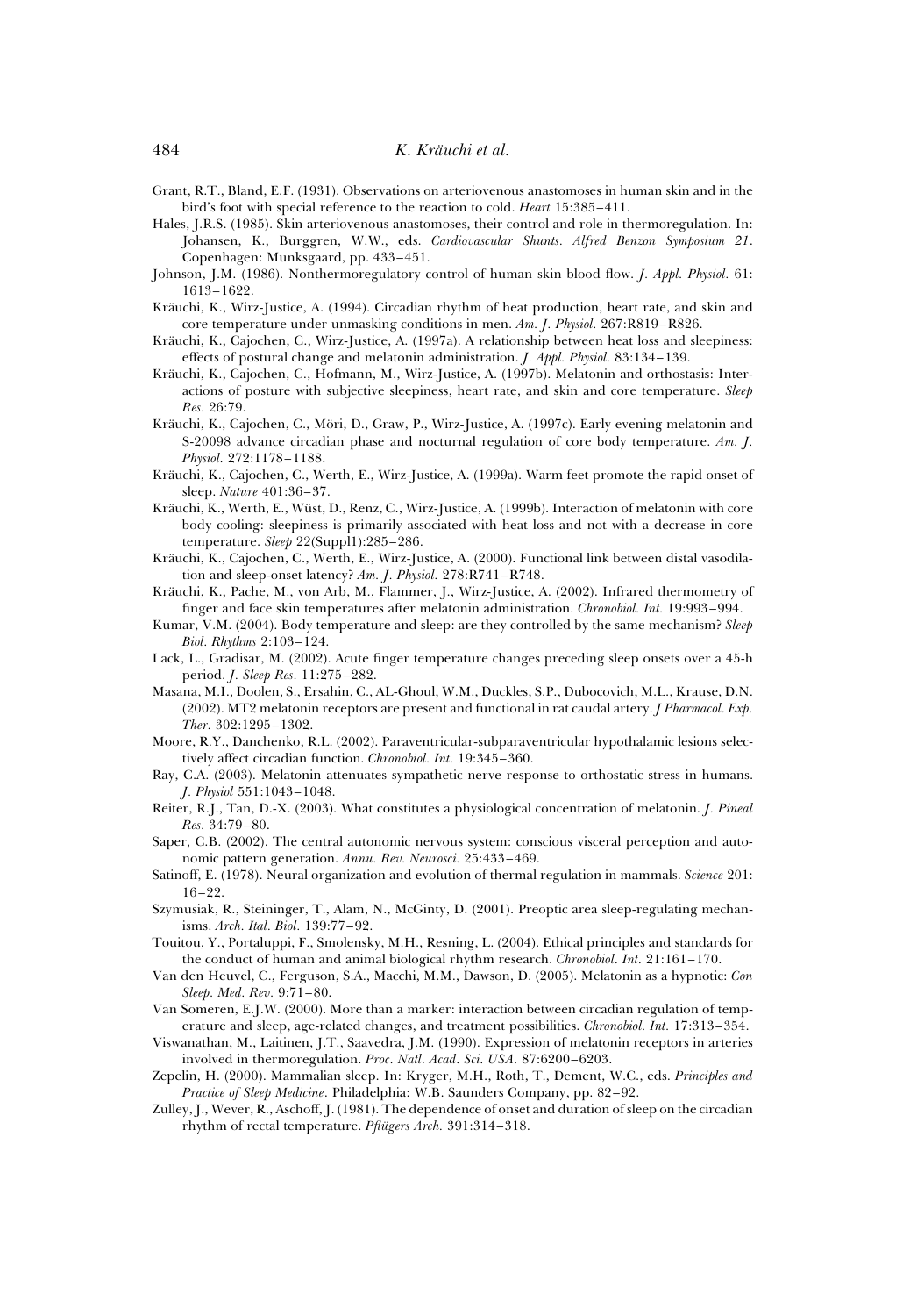Grant, R.T., Bland, E.F. (1931). Observations on arteriovenous anastomoses in human skin and in the bird's foot with special reference to the reaction to cold. *Heart* 15:385–411.

Hales, J.R.S. (1985). Skin arteriovenous anastomoses, their control and role in thermoregulation. In: Johansen, K., Burggren, W.W., eds. *Cardiovascular Shunts. Alfred Benzon Symposium 21*. Copenhagen: Munksgaard, pp. 433–451.

Johnson, J.M. (1986). Nonthermoregulatory control of human skin blood flow. *J. Appl. Physiol.* 61: 1613–1622.

Kräuchi, K., Wirz-Justice, A. (1994). Circadian rhythm of heat production, heart rate, and skin and core temperature under unmasking conditions in men. *Am. J. Physiol.* 267:R819–R826.

Kräuchi, K., Cajochen, C., Wirz-Justice, A. (1997a). A relationship between heat loss and sleepiness: effects of postural change and melatonin administration. *J. Appl. Physiol.* 83:134–139.

Kräuchi, K., Cajochen, C., Hofmann, M., Wirz-Justice, A. (1997b). Melatonin and orthostasis: Interactions of posture with subjective sleepiness, heart rate, and skin and core temperature. *Sleep Res.* 26:79.

Kräuchi, K., Cajochen, C., Möri, D., Graw, P., Wirz-Justice, A. (1997c). Early evening melatonin and S-20098 advance circadian phase and nocturnal regulation of core body temperature. *Am. J. Physiol.* 272:1178–1188.

Kräuchi, K., Cajochen, C., Werth, E., Wirz-Justice, A. (1999a). Warm feet promote the rapid onset of sleep. *Nature* 401:36–37.

Kräuchi, K., Werth, E., Wüst, D., Renz, C., Wirz-Justice, A. (1999b). Interaction of melatonin with core body cooling: sleepiness is primarily associated with heat loss and not with a decrease in core temperature. *Sleep* 22(Suppl1):285–286.

Kräuchi, K., Cajochen, C., Werth, E., Wirz-Justice, A. (2000). Functional link between distal vasodilation and sleep-onset latency? *Am. J. Physiol.* 278:R741–R748.

Kräuchi, K., Pache, M., von Arb, M., Flammer, J., Wirz-Justice, A. (2002). Infrared thermometry of finger and face skin temperatures after melatonin administration. *Chronobiol. Int.* 19:993–994.

Kumar, V.M. (2004). Body temperature and sleep: are they controlled by the same mechanism? *Sleep Biol. Rhythms* 2:103–124.

Lack, L., Gradisar, M. (2002). Acute finger temperature changes preceding sleep onsets over a 45-h period. *J. Sleep Res.* 11:275–282.

Masana, M.I., Doolen, S., Ersahin, C., AL-Ghoul, W.M., Duckles, S.P., Dubocovich, M.L., Krause, D.N. (2002). MT2 melatonin receptors are present and functional in rat caudal artery. *J Pharmacol. Exp. Ther.* 302:1295–1302.

Moore, R.Y., Danchenko, R.L. (2002). Paraventricular-subparaventricular hypothalamic lesions selectively affect circadian function. *Chronobiol. Int.* 19:345–360.

Ray, C.A. (2003). Melatonin attenuates sympathetic nerve response to orthostatic stress in humans. *J. Physiol* 551:1043–1048.

Reiter, R.J., Tan, D.-X. (2003). What constitutes a physiological concentration of melatonin. *J. Pineal Res.* 34:79–80.

Saper, C.B. (2002). The central autonomic nervous system: conscious visceral perception and autonomic pattern generation. *Annu. Rev. Neurosci.* 25:433–469.

Satinoff, E. (1978). Neural organization and evolution of thermal regulation in mammals. *Science* 201: 16–22.

Szymusiak, R., Steininger, T., Alam, N., McGinty, D. (2001). Preoptic area sleep-regulating mechanisms. *Arch. Ital. Biol.* 139:77–92.

Touitou, Y., Portaluppi, F., Smolensky, M.H., Resning, L. (2004). Ethical principles and standards for the conduct of human and animal biological rhythm research. *Chronobiol. Int.* 21:161–170.

Van den Heuvel, C., Ferguson, S.A., Macchi, M.M., Dawson, D. (2005). Melatonin as a hypnotic: *Con Sleep. Med. Rev.* 9:71–80.

Van Someren, E.J.W. (2000). More than a marker: interaction between circadian regulation of temperature and sleep, age-related changes, and treatment possibilities. *Chronobiol. Int.* 17:313–354.

Viswanathan, M., Laitinen, J.T., Saavedra, J.M. (1990). Expression of melatonin receptors in arteries involved in thermoregulation. *Proc. Natl. Acad. Sci. USA.* 87:6200–6203.

Zepelin, H. (2000). Mammalian sleep. In: Kryger, M.H., Roth, T., Dement, W.C., eds. *Principles and Practice of Sleep Medicine*. Philadelphia: W.B. Saunders Company, pp. 82–92.

Zulley, J., Wever, R., Aschoff, J. (1981). The dependence of onset and duration of sleep on the circadian rhythm of rectal temperature. *Pflügers Arch.* 391:314–318.